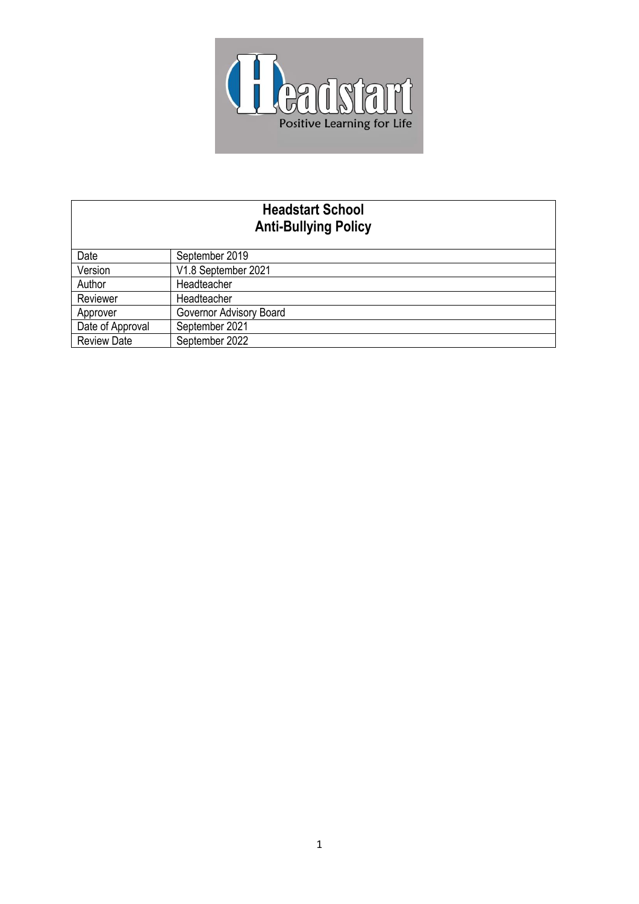| Headstart School<br>Anti-Bullying Policy | |
|---|---|
| Date | September 2019 |
| Version | V1.8 September 2021 |
| Author | Headteacher |
| Reviewer | Headteacher |
| Approver | Governor Advisory Board |
| Date of Approval | September 2021 |
| Review Date | September 2022 |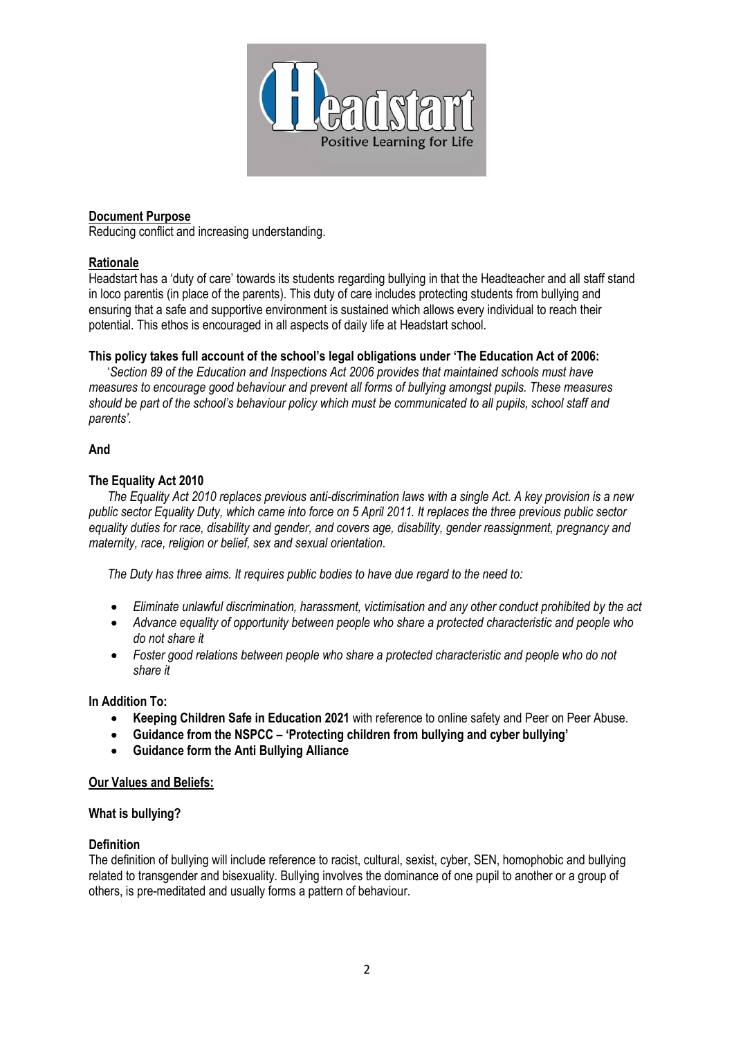## Document Purpose

Reducing conflict and increasing understanding.

## Rationale

Headstart has a 'duty of care' towards its students regarding bullying in that the Headteacher and all staff stand in loco parentis (in place of the parents). This duty of care includes protecting students from bullying and ensuring that a safe and supportive environment is sustained which allows every individual to reach their potential. This ethos is encouraged in all aspects of daily life at Headstart school.

**This policy takes full account of the school's legal obligations under 'The Education Act of 2006:**

'*Section 89 of the Education and Inspections Act 2006 provides that maintained schools must have measures to encourage good behaviour and prevent all forms of bullying amongst pupils. These measures should be part of the school's behaviour policy which must be communicated to all pupils, school staff and parents'.*

**And**

**The Equality Act 2010**

*The Equality Act 2010 replaces previous anti-discrimination laws with a single Act. A key provision is a new public sector Equality Duty, which came into force on 5 April 2011. It replaces the three previous public sector equality duties for race, disability and gender, and covers age, disability, gender reassignment, pregnancy and maternity, race, religion or belief, sex and sexual orientation.*

*The Duty has three aims. It requires public bodies to have due regard to the need to:*

- *Eliminate unlawful discrimination, harassment, victimisation and any other conduct prohibited by the act*
- *Advance equality of opportunity between people who share a protected characteristic and people who do not share it*
- *Foster good relations between people who share a protected characteristic and people who do not share it*

**In Addition To:**

- **Keeping Children Safe in Education 2021** with reference to online safety and Peer on Peer Abuse.
- **Guidance from the NSPCC – 'Protecting children from bullying and cyber bullying'**
- **Guidance form the Anti Bullying Alliance**

## Our Values and Beliefs:

**What is bullying?**

**Definition**

The definition of bullying will include reference to racist, cultural, sexist, cyber, SEN, homophobic and bullying related to transgender and bisexuality. Bullying involves the dominance of one pupil to another or a group of others, is pre-meditated and usually forms a pattern of behaviour.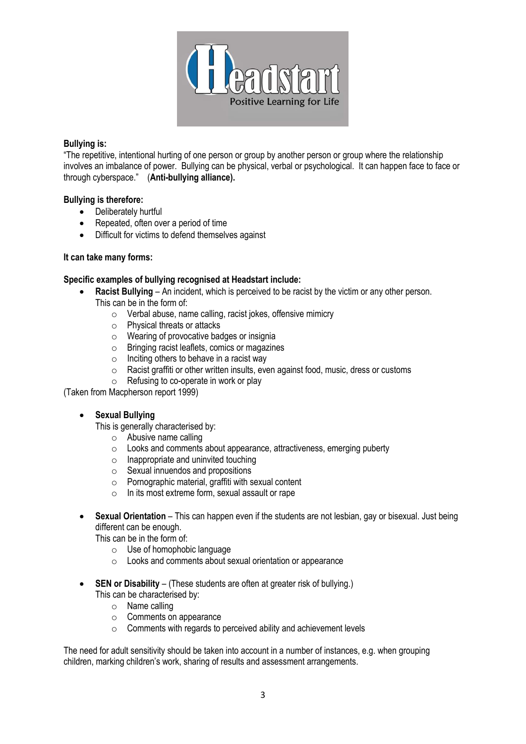**Bullying is:**

"The repetitive, intentional hurting of one person or group by another person or group where the relationship involves an imbalance of power. Bullying can be physical, verbal or psychological. It can happen face to face or through cyberspace." (**Anti-bullying alliance).**

**Bullying is therefore:**

- Deliberately hurtful
- Repeated, often over a period of time
- Difficult for victims to defend themselves against

**It can take many forms:**

**Specific examples of bullying recognised at Headstart include:**

- **Racist Bullying** – An incident, which is perceived to be racist by the victim or any other person. This can be in the form of:
  - Verbal abuse, name calling, racist jokes, offensive mimicry
  - Physical threats or attacks
  - Wearing of provocative badges or insignia
  - Bringing racist leaflets, comics or magazines
  - Inciting others to behave in a racist way
  - Racist graffiti or other written insults, even against food, music, dress or customs
  - Refusing to co-operate in work or play

(Taken from Macpherson report 1999)

- **Sexual Bullying**

  This is generally characterised by:
  - Abusive name calling
  - Looks and comments about appearance, attractiveness, emerging puberty
  - Inappropriate and uninvited touching
  - Sexual innuendos and propositions
  - Pornographic material, graffiti with sexual content
  - In its most extreme form, sexual assault or rape

- **Sexual Orientation** – This can happen even if the students are not lesbian, gay or bisexual. Just being different can be enough.

  This can be in the form of:
  - Use of homophobic language
  - Looks and comments about sexual orientation or appearance

- **SEN or Disability** – (These students are often at greater risk of bullying.)

  This can be characterised by:
  - Name calling
  - Comments on appearance
  - Comments with regards to perceived ability and achievement levels

The need for adult sensitivity should be taken into account in a number of instances, e.g. when grouping children, marking children's work, sharing of results and assessment arrangements.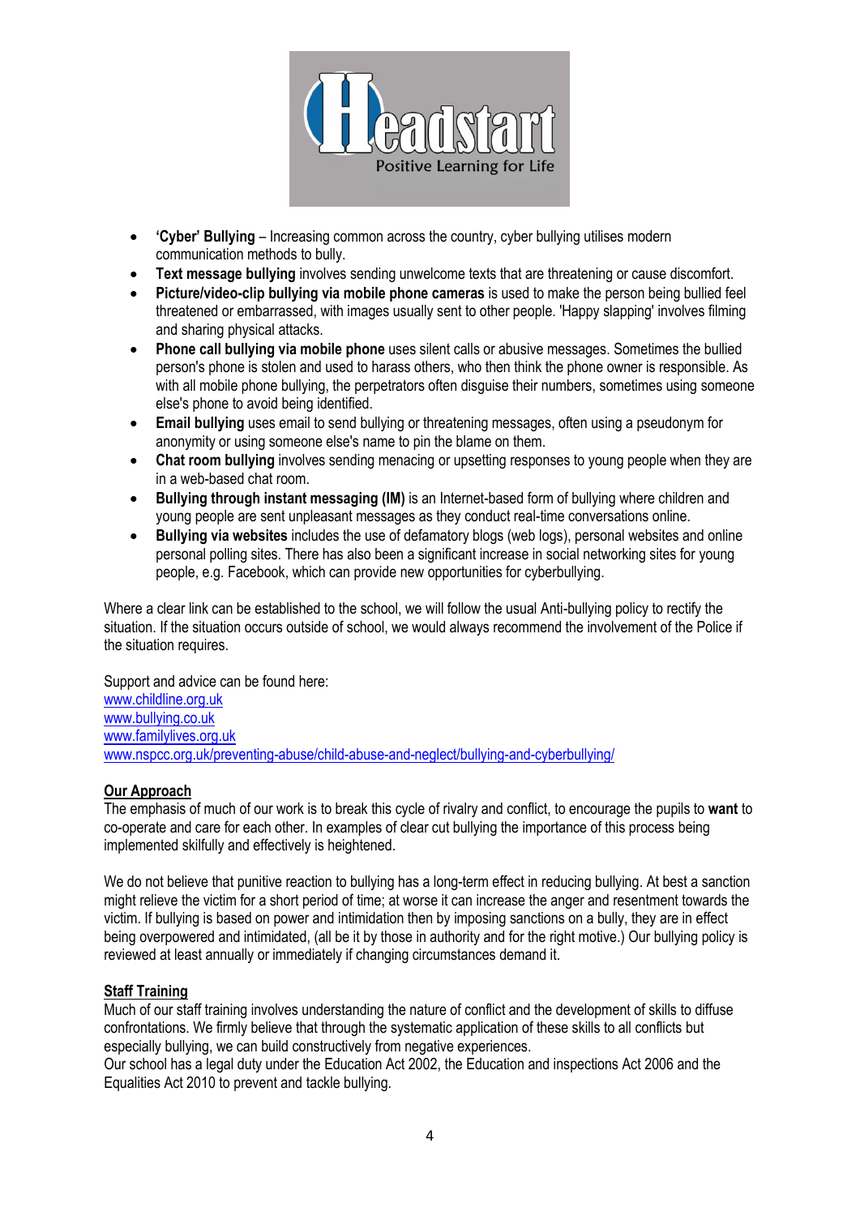- **'Cyber' Bullying** – Increasing common across the country, cyber bullying utilises modern communication methods to bully.
- **Text message bullying** involves sending unwelcome texts that are threatening or cause discomfort.
- **Picture/video-clip bullying via mobile phone cameras** is used to make the person being bullied feel threatened or embarrassed, with images usually sent to other people. 'Happy slapping' involves filming and sharing physical attacks.
- **Phone call bullying via mobile phone** uses silent calls or abusive messages. Sometimes the bullied person's phone is stolen and used to harass others, who then think the phone owner is responsible. As with all mobile phone bullying, the perpetrators often disguise their numbers, sometimes using someone else's phone to avoid being identified.
- **Email bullying** uses email to send bullying or threatening messages, often using a pseudonym for anonymity or using someone else's name to pin the blame on them.
- **Chat room bullying** involves sending menacing or upsetting responses to young people when they are in a web-based chat room.
- **Bullying through instant messaging (IM)** is an Internet-based form of bullying where children and young people are sent unpleasant messages as they conduct real-time conversations online.
- **Bullying via websites** includes the use of defamatory blogs (web logs), personal websites and online personal polling sites. There has also been a significant increase in social networking sites for young people, e.g. Facebook, which can provide new opportunities for cyberbullying.

Where a clear link can be established to the school, we will follow the usual Anti-bullying policy to rectify the situation. If the situation occurs outside of school, we would always recommend the involvement of the Police if the situation requires.

Support and advice can be found here:
www.childline.org.uk
www.bullying.co.uk
www.familylives.org.uk
www.nspcc.org.uk/preventing-abuse/child-abuse-and-neglect/bullying-and-cyberbullying/

## Our Approach

The emphasis of much of our work is to break this cycle of rivalry and conflict, to encourage the pupils to **want** to co-operate and care for each other. In examples of clear cut bullying the importance of this process being implemented skilfully and effectively is heightened.

We do not believe that punitive reaction to bullying has a long-term effect in reducing bullying. At best a sanction might relieve the victim for a short period of time; at worse it can increase the anger and resentment towards the victim. If bullying is based on power and intimidation then by imposing sanctions on a bully, they are in effect being overpowered and intimidated, (all be it by those in authority and for the right motive.) Our bullying policy is reviewed at least annually or immediately if changing circumstances demand it.

## Staff Training

Much of our staff training involves understanding the nature of conflict and the development of skills to diffuse confrontations. We firmly believe that through the systematic application of these skills to all conflicts but especially bullying, we can build constructively from negative experiences.
Our school has a legal duty under the Education Act 2002, the Education and inspections Act 2006 and the Equalities Act 2010 to prevent and tackle bullying.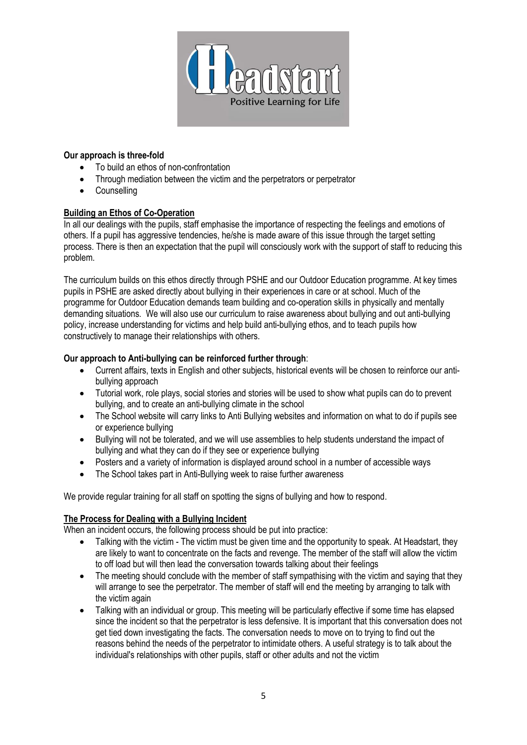**Our approach is three-fold**

- To build an ethos of non-confrontation
- Through mediation between the victim and the perpetrators or perpetrator
- Counselling

**Building an Ethos of Co-Operation**

In all our dealings with the pupils, staff emphasise the importance of respecting the feelings and emotions of others. If a pupil has aggressive tendencies, he/she is made aware of this issue through the target setting process. There is then an expectation that the pupil will consciously work with the support of staff to reducing this problem.

The curriculum builds on this ethos directly through PSHE and our Outdoor Education programme. At key times pupils in PSHE are asked directly about bullying in their experiences in care or at school. Much of the programme for Outdoor Education demands team building and co-operation skills in physically and mentally demanding situations. We will also use our curriculum to raise awareness about bullying and out anti-bullying policy, increase understanding for victims and help build anti-bullying ethos, and to teach pupils how constructively to manage their relationships with others.

**Our approach to Anti-bullying can be reinforced further through**:

- Current affairs, texts in English and other subjects, historical events will be chosen to reinforce our anti-bullying approach
- Tutorial work, role plays, social stories and stories will be used to show what pupils can do to prevent bullying, and to create an anti-bullying climate in the school
- The School website will carry links to Anti Bullying websites and information on what to do if pupils see or experience bullying
- Bullying will not be tolerated, and we will use assemblies to help students understand the impact of bullying and what they can do if they see or experience bullying
- Posters and a variety of information is displayed around school in a number of accessible ways
- The School takes part in Anti-Bullying week to raise further awareness

We provide regular training for all staff on spotting the signs of bullying and how to respond.

**The Process for Dealing with a Bullying Incident**

When an incident occurs, the following process should be put into practice:

- Talking with the victim - The victim must be given time and the opportunity to speak. At Headstart, they are likely to want to concentrate on the facts and revenge. The member of the staff will allow the victim to off load but will then lead the conversation towards talking about their feelings
- The meeting should conclude with the member of staff sympathising with the victim and saying that they will arrange to see the perpetrator. The member of staff will end the meeting by arranging to talk with the victim again
- Talking with an individual or group. This meeting will be particularly effective if some time has elapsed since the incident so that the perpetrator is less defensive. It is important that this conversation does not get tied down investigating the facts. The conversation needs to move on to trying to find out the reasons behind the needs of the perpetrator to intimidate others. A useful strategy is to talk about the individual's relationships with other pupils, staff or other adults and not the victim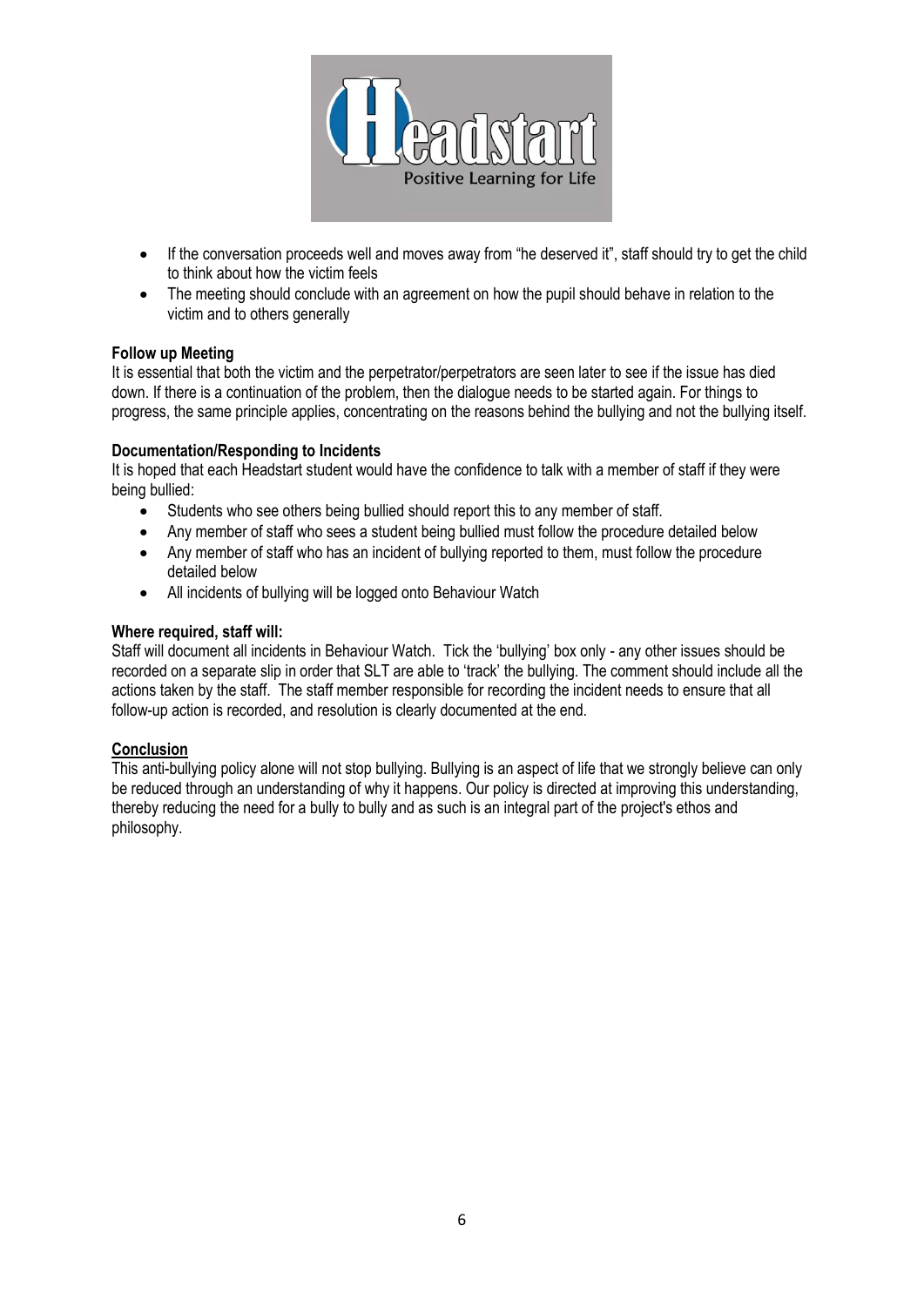- If the conversation proceeds well and moves away from "he deserved it", staff should try to get the child to think about how the victim feels
- The meeting should conclude with an agreement on how the pupil should behave in relation to the victim and to others generally

**Follow up Meeting**

It is essential that both the victim and the perpetrator/perpetrators are seen later to see if the issue has died down. If there is a continuation of the problem, then the dialogue needs to be started again. For things to progress, the same principle applies, concentrating on the reasons behind the bullying and not the bullying itself.

**Documentation/Responding to Incidents**

It is hoped that each Headstart student would have the confidence to talk with a member of staff if they were being bullied:

- Students who see others being bullied should report this to any member of staff.
- Any member of staff who sees a student being bullied must follow the procedure detailed below
- Any member of staff who has an incident of bullying reported to them, must follow the procedure detailed below
- All incidents of bullying will be logged onto Behaviour Watch

**Where required, staff will:**

Staff will document all incidents in Behaviour Watch. Tick the 'bullying' box only - any other issues should be recorded on a separate slip in order that SLT are able to 'track' the bullying. The comment should include all the actions taken by the staff. The staff member responsible for recording the incident needs to ensure that all follow-up action is recorded, and resolution is clearly documented at the end.

**Conclusion**

This anti-bullying policy alone will not stop bullying. Bullying is an aspect of life that we strongly believe can only be reduced through an understanding of why it happens. Our policy is directed at improving this understanding, thereby reducing the need for a bully to bully and as such is an integral part of the project's ethos and philosophy.